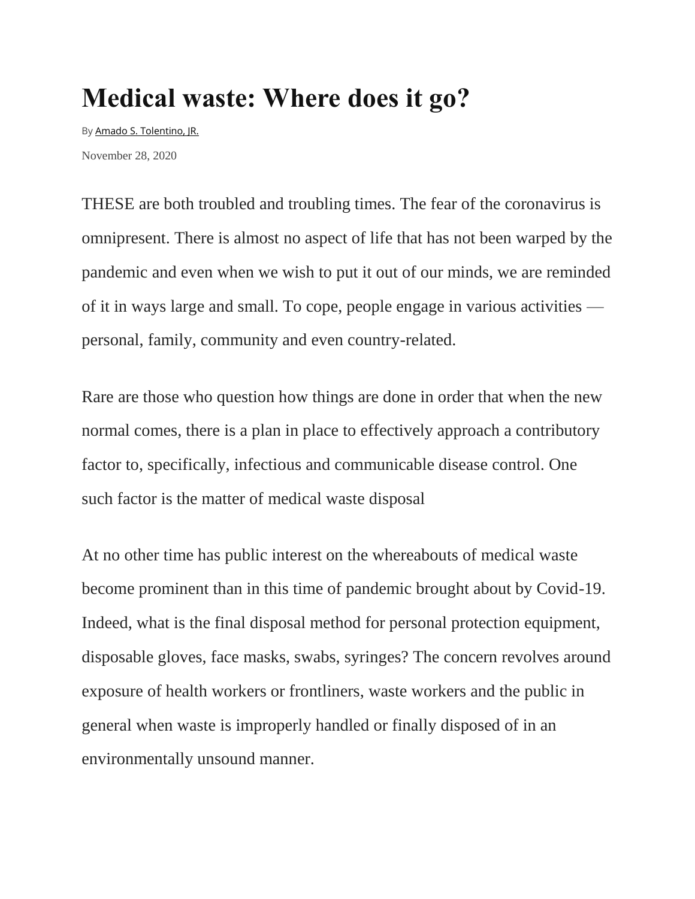# Medical waste: Where does it go?

By Amado S. Tolentino, JR.

November 28, 2020

THESE are both troubled and troubling times. The fear of the coronavirus is omnipresent. There is almost no aspect of life that has not been warped by the pandemic and even when we wish to put it out of our minds, we are reminded of it in ways large and small. To cope, people engage in various activities — personal, family, community and even country-related.

Rare are those who question how things are done in order that when the new normal comes, there is a plan in place to effectively approach a contributory factor to, specifically, infectious and communicable disease control. One such factor is the matter of medical waste disposal

At no other time has public interest on the whereabouts of medical waste become prominent than in this time of pandemic brought about by Covid-19. Indeed, what is the final disposal method for personal protection equipment, disposable gloves, face masks, swabs, syringes? The concern revolves around exposure of health workers or frontliners, waste workers and the public in general when waste is improperly handled or finally disposed of in an environmentally unsound manner.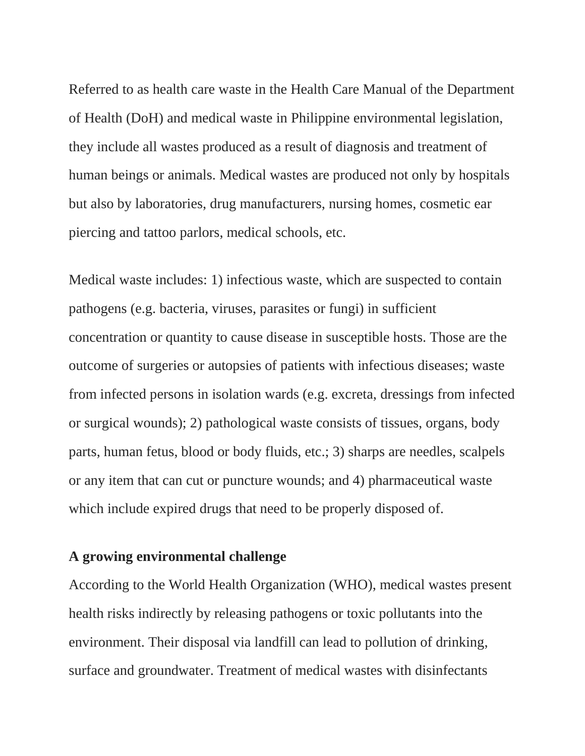Referred to as health care waste in the Health Care Manual of the Department of Health (DoH) and medical waste in Philippine environmental legislation, they include all wastes produced as a result of diagnosis and treatment of human beings or animals. Medical wastes are produced not only by hospitals but also by laboratories, drug manufacturers, nursing homes, cosmetic ear piercing and tattoo parlors, medical schools, etc.

Medical waste includes: 1) infectious waste, which are suspected to contain pathogens (e.g. bacteria, viruses, parasites or fungi) in sufficient concentration or quantity to cause disease in susceptible hosts. Those are the outcome of surgeries or autopsies of patients with infectious diseases; waste from infected persons in isolation wards (e.g. excreta, dressings from infected or surgical wounds); 2) pathological waste consists of tissues, organs, body parts, human fetus, blood or body fluids, etc.; 3) sharps are needles, scalpels or any item that can cut or puncture wounds; and 4) pharmaceutical waste which include expired drugs that need to be properly disposed of.

**A growing environmental challenge**

According to the World Health Organization (WHO), medical wastes present health risks indirectly by releasing pathogens or toxic pollutants into the environment. Their disposal via landfill can lead to pollution of drinking, surface and groundwater. Treatment of medical wastes with disinfectants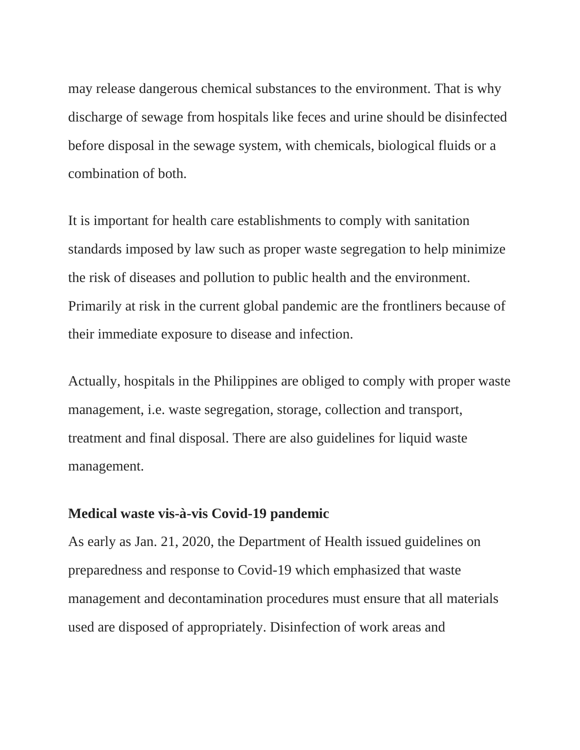may release dangerous chemical substances to the environment. That is why discharge of sewage from hospitals like feces and urine should be disinfected before disposal in the sewage system, with chemicals, biological fluids or a combination of both.

It is important for health care establishments to comply with sanitation standards imposed by law such as proper waste segregation to help minimize the risk of diseases and pollution to public health and the environment. Primarily at risk in the current global pandemic are the frontliners because of their immediate exposure to disease and infection.

Actually, hospitals in the Philippines are obliged to comply with proper waste management, i.e. waste segregation, storage, collection and transport, treatment and final disposal. There are also guidelines for liquid waste management.

**Medical waste vis-à-vis Covid-19 pandemic**

As early as Jan. 21, 2020, the Department of Health issued guidelines on preparedness and response to Covid-19 which emphasized that waste management and decontamination procedures must ensure that all materials used are disposed of appropriately. Disinfection of work areas and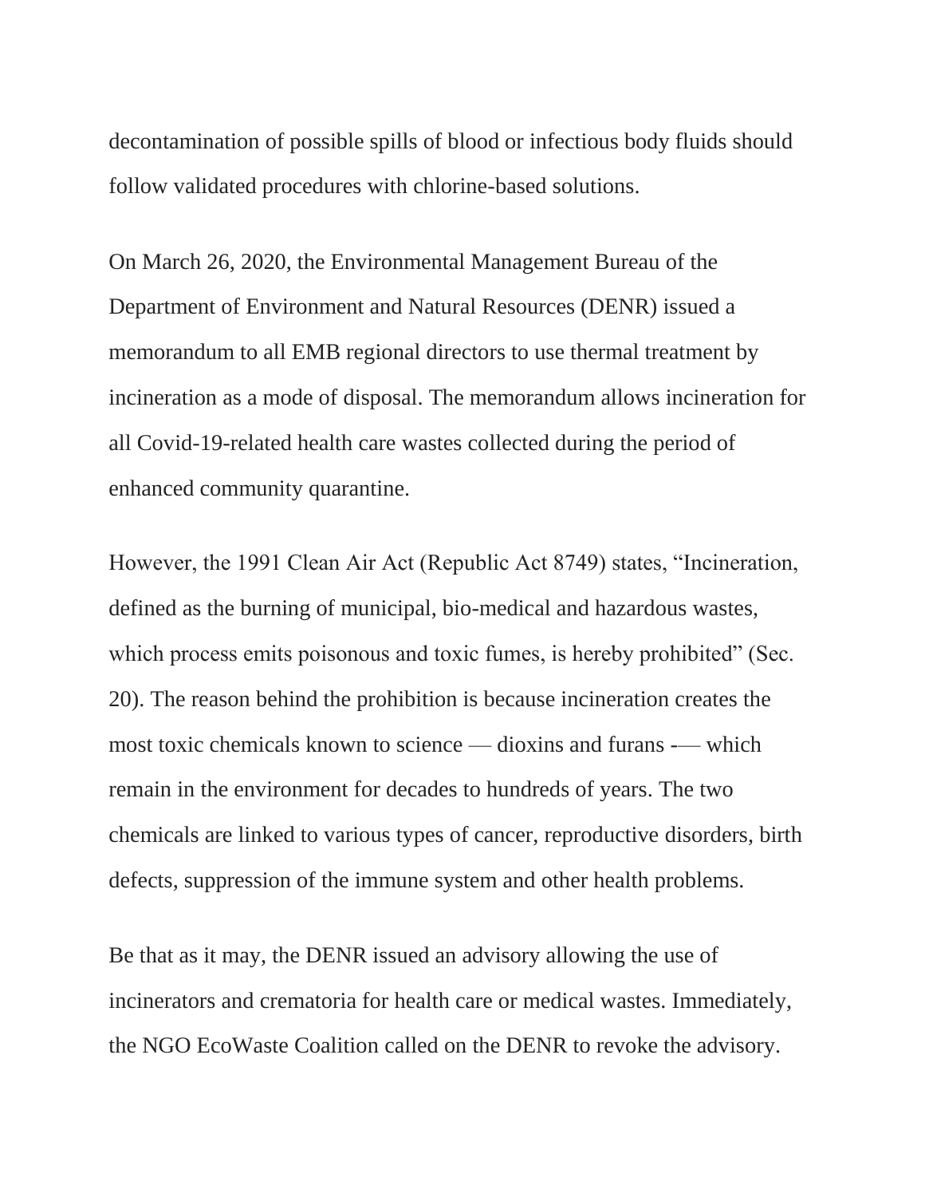decontamination of possible spills of blood or infectious body fluids should follow validated procedures with chlorine-based solutions.

On March 26, 2020, the Environmental Management Bureau of the Department of Environment and Natural Resources (DENR) issued a memorandum to all EMB regional directors to use thermal treatment by incineration as a mode of disposal. The memorandum allows incineration for all Covid-19-related health care wastes collected during the period of enhanced community quarantine.

However, the 1991 Clean Air Act (Republic Act 8749) states, "Incineration, defined as the burning of municipal, bio-medical and hazardous wastes, which process emits poisonous and toxic fumes, is hereby prohibited" (Sec. 20). The reason behind the prohibition is because incineration creates the most toxic chemicals known to science — dioxins and furans -— which remain in the environment for decades to hundreds of years. The two chemicals are linked to various types of cancer, reproductive disorders, birth defects, suppression of the immune system and other health problems.

Be that as it may, the DENR issued an advisory allowing the use of incinerators and crematoria for health care or medical wastes. Immediately, the NGO EcoWaste Coalition called on the DENR to revoke the advisory.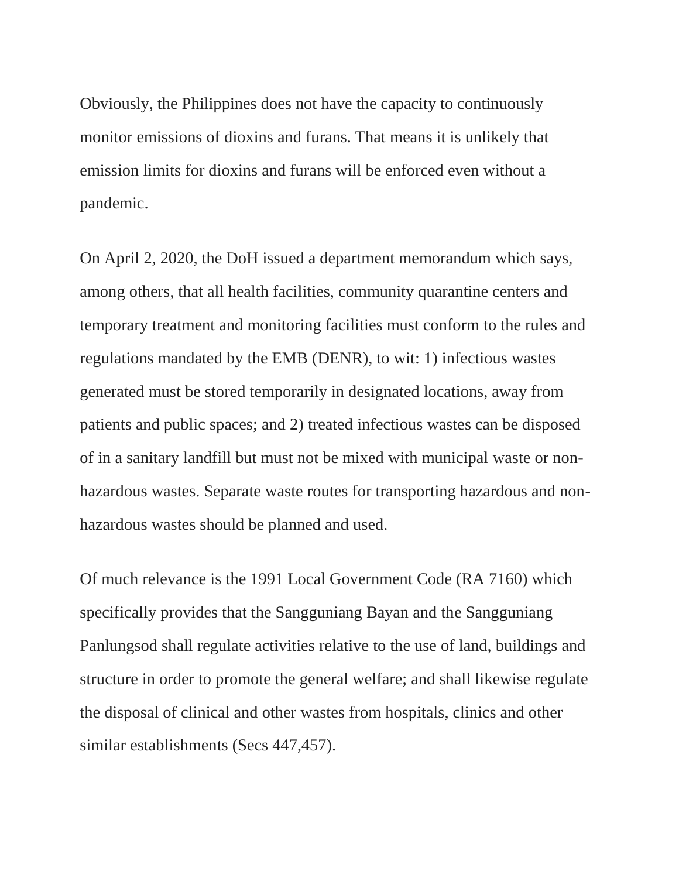Obviously, the Philippines does not have the capacity to continuously monitor emissions of dioxins and furans. That means it is unlikely that emission limits for dioxins and furans will be enforced even without a pandemic.

On April 2, 2020, the DoH issued a department memorandum which says, among others, that all health facilities, community quarantine centers and temporary treatment and monitoring facilities must conform to the rules and regulations mandated by the EMB (DENR), to wit: 1) infectious wastes generated must be stored temporarily in designated locations, away from patients and public spaces; and 2) treated infectious wastes can be disposed of in a sanitary landfill but must not be mixed with municipal waste or non-hazardous wastes. Separate waste routes for transporting hazardous and non-hazardous wastes should be planned and used.

Of much relevance is the 1991 Local Government Code (RA 7160) which specifically provides that the Sangguniang Bayan and the Sangguniang Panlungsod shall regulate activities relative to the use of land, buildings and structure in order to promote the general welfare; and shall likewise regulate the disposal of clinical and other wastes from hospitals, clinics and other similar establishments (Secs 447,457).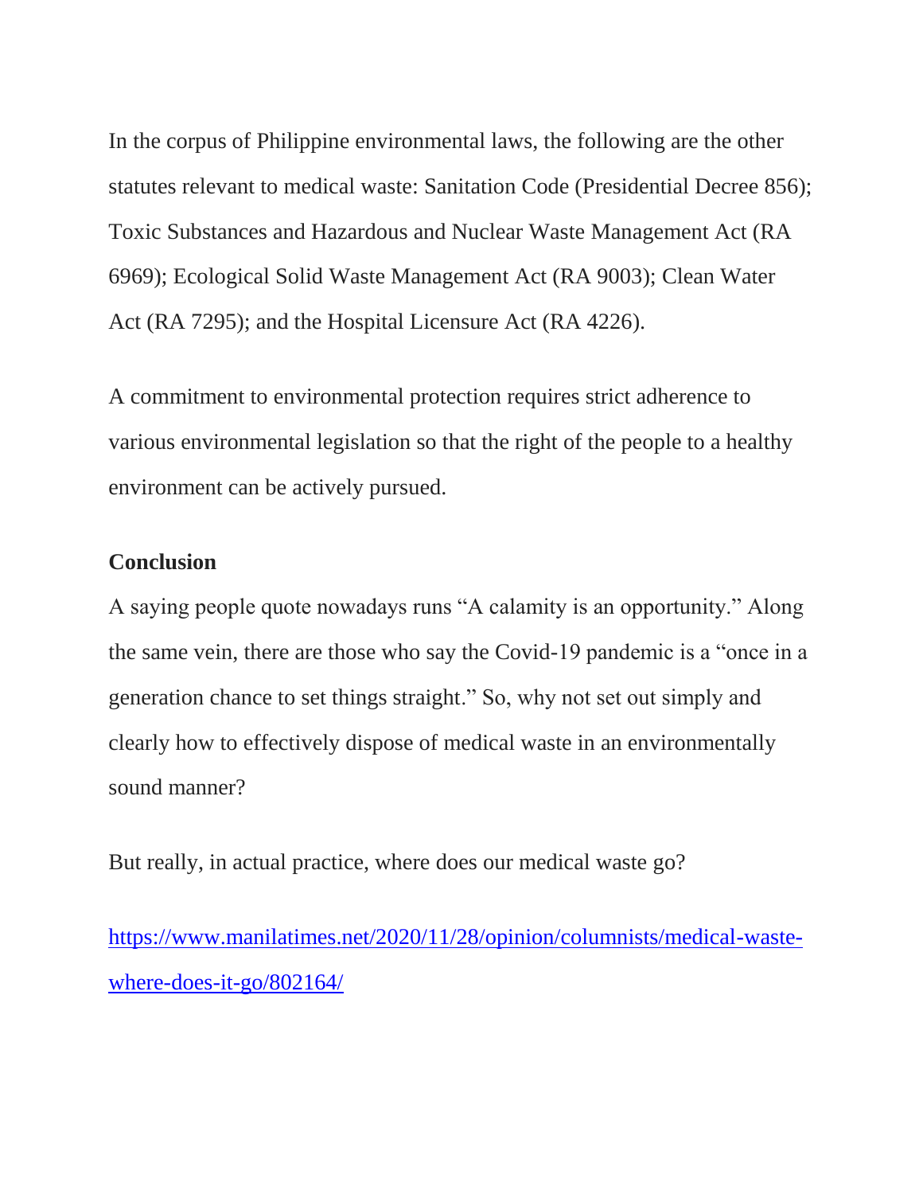In the corpus of Philippine environmental laws, the following are the other statutes relevant to medical waste: Sanitation Code (Presidential Decree 856); Toxic Substances and Hazardous and Nuclear Waste Management Act (RA 6969); Ecological Solid Waste Management Act (RA 9003); Clean Water Act (RA 7295); and the Hospital Licensure Act (RA 4226).

A commitment to environmental protection requires strict adherence to various environmental legislation so that the right of the people to a healthy environment can be actively pursued.

**Conclusion**

A saying people quote nowadays runs "A calamity is an opportunity." Along the same vein, there are those who say the Covid-19 pandemic is a "once in a generation chance to set things straight." So, why not set out simply and clearly how to effectively dispose of medical waste in an environmentally sound manner?

But really, in actual practice, where does our medical waste go?

https://www.manilatimes.net/2020/11/28/opinion/columnists/medical-waste-where-does-it-go/802164/